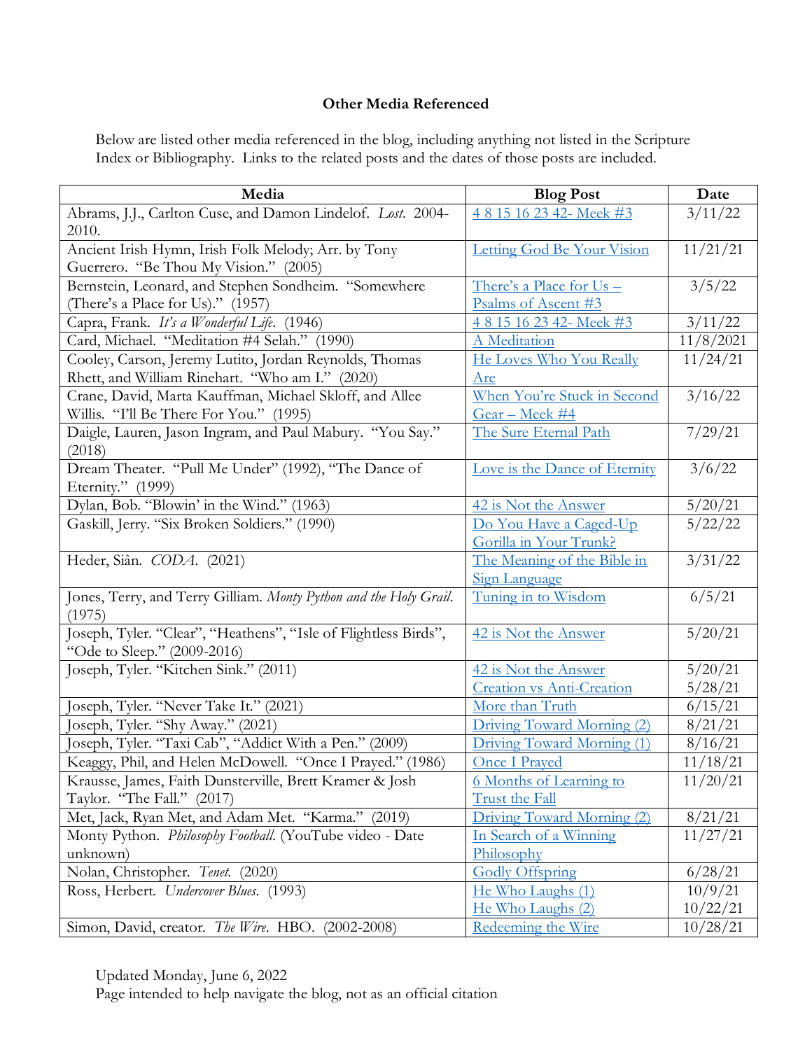**Other Media Referenced**

Below are listed other media referenced in the blog, including anything not listed in the Scripture Index or Bibliography. Links to the related posts and the dates of those posts are included.

| Media | Blog Post | Date |
|---|---|---|
| Abrams, J.J., Carlton Cuse, and Damon Lindelof. *Lost*. 2004-2010. | 4 8 15 16 23 42- Meek #3 | 3/11/22 |
| Ancient Irish Hymn, Irish Folk Melody; Arr. by Tony Guerrero. "Be Thou My Vision." (2005) | Letting God Be Your Vision | 11/21/21 |
| Bernstein, Leonard, and Stephen Sondheim. "Somewhere (There's a Place for Us)." (1957) | There's a Place for Us – Psalms of Ascent #3 | 3/5/22 |
| Capra, Frank. *It's a Wonderful Life*. (1946) | 4 8 15 16 23 42- Meek #3 | 3/11/22 |
| Card, Michael. "Meditation #4 Selah." (1990) | A Meditation | 11/8/2021 |
| Cooley, Carson, Jeremy Lutito, Jordan Reynolds, Thomas Rhett, and William Rinehart. "Who am I." (2020) | He Loves Who You Really Are | 11/24/21 |
| Crane, David, Marta Kauffman, Michael Skloff, and Allee Willis. "I'll Be There For You." (1995) | When You're Stuck in Second Gear – Meek #4 | 3/16/22 |
| Daigle, Lauren, Jason Ingram, and Paul Mabury. "You Say." (2018) | The Sure Eternal Path | 7/29/21 |
| Dream Theater. "Pull Me Under" (1992), "The Dance of Eternity." (1999) | Love is the Dance of Eternity | 3/6/22 |
| Dylan, Bob. "Blowin' in the Wind." (1963) | 42 is Not the Answer | 5/20/21 |
| Gaskill, Jerry. "Six Broken Soldiers." (1990) | Do You Have a Caged-Up Gorilla in Your Trunk? | 5/22/22 |
| Heder, Siân. *CODA*. (2021) | The Meaning of the Bible in Sign Language | 3/31/22 |
| Jones, Terry, and Terry Gilliam. *Monty Python and the Holy Grail*. (1975) | Tuning in to Wisdom | 6/5/21 |
| Joseph, Tyler. "Clear", "Heathens", "Isle of Flightless Birds", "Ode to Sleep." (2009-2016) | 42 is Not the Answer | 5/20/21 |
| Joseph, Tyler. "Kitchen Sink." (2011) | 42 is Not the Answer<br>Creation vs Anti-Creation | 5/20/21<br>5/28/21 |
| Joseph, Tyler. "Never Take It." (2021) | More than Truth | 6/15/21 |
| Joseph, Tyler. "Shy Away." (2021) | Driving Toward Morning (2) | 8/21/21 |
| Joseph, Tyler. "Taxi Cab", "Addict With a Pen." (2009) | Driving Toward Morning (1) | 8/16/21 |
| Keaggy, Phil, and Helen McDowell. "Once I Prayed." (1986) | Once I Prayed | 11/18/21 |
| Krausse, James, Faith Dunsterville, Brett Kramer & Josh Taylor. "The Fall." (2017) | 6 Months of Learning to Trust the Fall | 11/20/21 |
| Met, Jack, Ryan Met, and Adam Met. "Karma." (2019) | Driving Toward Morning (2) | 8/21/21 |
| Monty Python. *Philosophy Football*. (YouTube video - Date unknown) | In Search of a Winning Philosophy | 11/27/21 |
| Nolan, Christopher. *Tenet*. (2020) | Godly Offspring | 6/28/21 |
| Ross, Herbert. *Undercover Blues*. (1993) | He Who Laughs (1)<br>He Who Laughs (2) | 10/9/21<br>10/22/21 |
| Simon, David, creator. *The Wire*. HBO. (2002-2008) | Redeeming the Wire | 10/28/21 |

Updated Monday, June 6, 2022
Page intended to help navigate the blog, not as an official citation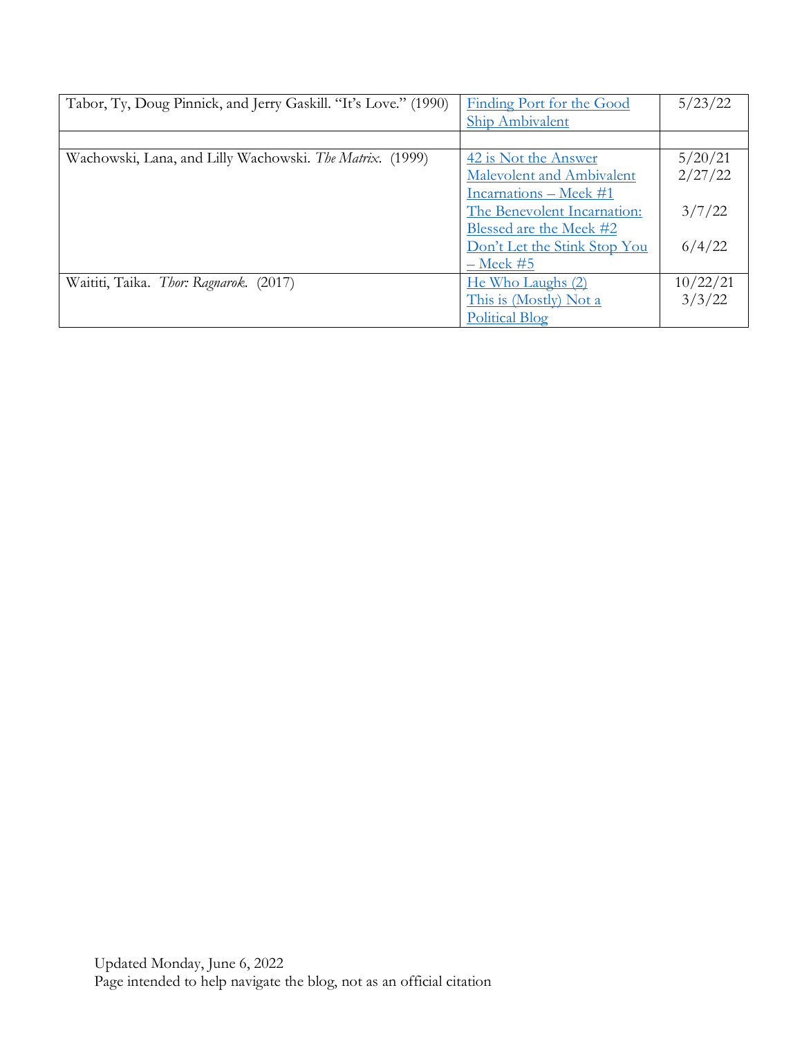| | | |
|---|---|---|
| Tabor, Ty, Doug Pinnick, and Jerry Gaskill. "It's Love." (1990) | Finding Port for the Good Ship Ambivalent | 5/23/22 |
| | | |
| Wachowski, Lana, and Lilly Wachowski. *The Matrix*. (1999) | 42 is Not the Answer<br>Malevolent and Ambivalent Incarnations – Meek #1<br>The Benevolent Incarnation: Blessed are the Meek #2<br>Don't Let the Stink Stop You – Meek #5 | 5/20/21<br>2/27/22<br>3/7/22<br>6/4/22 |
| Waititi, Taika. *Thor: Ragnarok*. (2017) | He Who Laughs (2)<br>This is (Mostly) Not a Political Blog | 10/22/21<br>3/3/22 |

Updated Monday, June 6, 2022
Page intended to help navigate the blog, not as an official citation